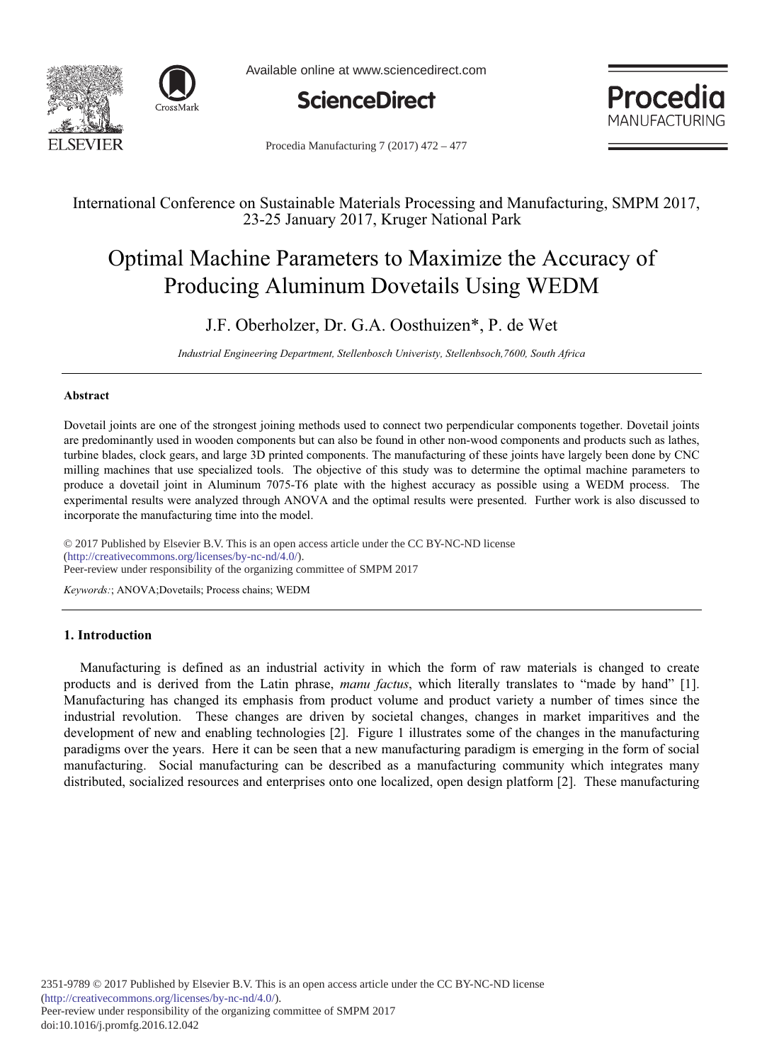International Conference on Sustainable Materials Processing and Manufacturing, SMPM 2017, 23-25 January 2017, Kruger National Park

# Optimal Machine Parameters to Maximize the Accuracy of Producing Aluminum Dovetails Using WEDM

J.F. Oberholzer, Dr. G.A. Oosthuizen*, P. de Wet

*Industrial Engineering Department, Stellenbosch Univeristy, Stellenbsoch,7600, South Africa*

---

### Abstract

Dovetail joints are one of the strongest joining methods used to connect two perpendicular components together. Dovetail joints are predominantly used in wooden components but can also be found in other non-wood components and products such as lathes, turbine blades, clock gears, and large 3D printed components. The manufacturing of these joints have largely been done by CNC milling machines that use specialized tools. The objective of this study was to determine the optimal machine parameters to produce a dovetail joint in Aluminum 7075-T6 plate with the highest accuracy as possible using a WEDM process. The experimental results were analyzed through ANOVA and the optimal results were presented. Further work is also discussed to incorporate the manufacturing time into the model.

© 2017 Published by Elsevier B.V. This is an open access article under the CC BY-NC-ND license (http://creativecommons.org/licenses/by-nc-nd/4.0/).
Peer-review under responsibility of the organizing committee of SMPM 2017

*Keywords:*; ANOVA;Dovetails; Process chains; WEDM

---

## 1. Introduction

Manufacturing is defined as an industrial activity in which the form of raw materials is changed to create products and is derived from the Latin phrase, *manu factus*, which literally translates to "made by hand" [1]. Manufacturing has changed its emphasis from product volume and product variety a number of times since the industrial revolution. These changes are driven by societal changes, changes in market imparitives and the development of new and enabling technologies [2]. Figure 1 illustrates some of the changes in the manufacturing paradigms over the years. Here it can be seen that a new manufacturing paradigm is emerging in the form of social manufacturing. Social manufacturing can be described as a manufacturing community which integrates many distributed, socialized resources and enterprises onto one localized, open design platform [2]. These manufacturing

2351-9789 © 2017 Published by Elsevier B.V. This is an open access article under the CC BY-NC-ND license (http://creativecommons.org/licenses/by-nc-nd/4.0/).
Peer-review under responsibility of the organizing committee of SMPM 2017
doi:10.1016/j.promfg.2016.12.042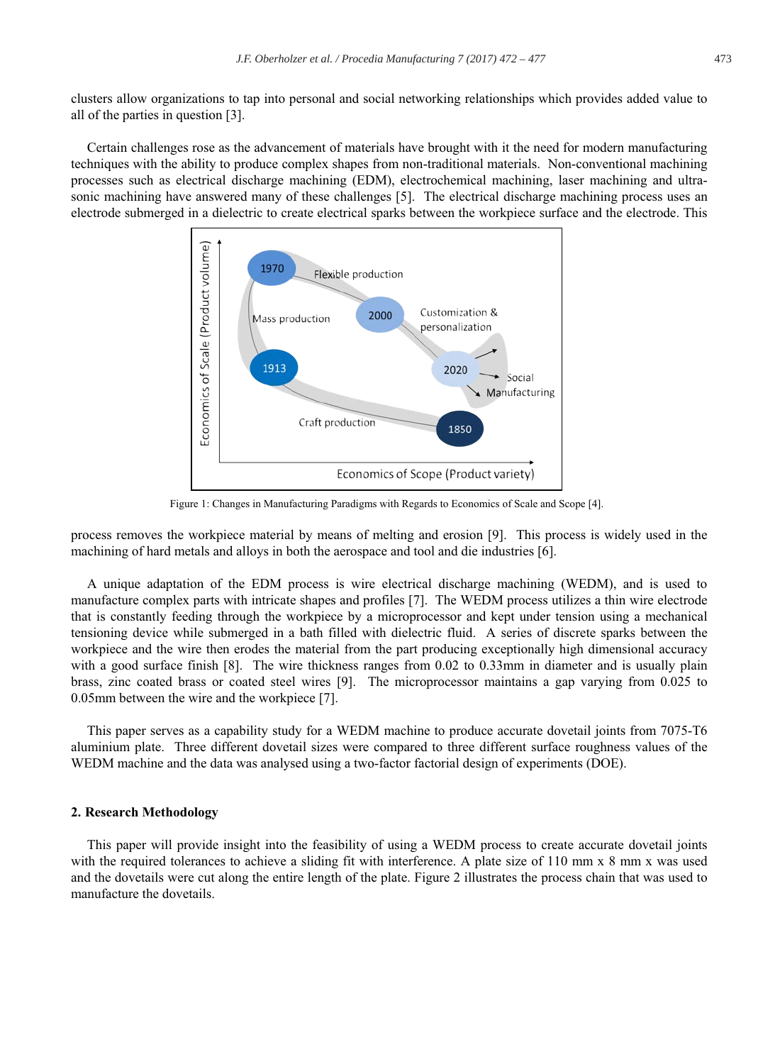clusters allow organizations to tap into personal and social networking relationships which provides added value to all of the parties in question [3].

Certain challenges rose as the advancement of materials have brought with it the need for modern manufacturing techniques with the ability to produce complex shapes from non-traditional materials. Non-conventional machining processes such as electrical discharge machining (EDM), electrochemical machining, laser machining and ultra-sonic machining have answered many of these challenges [5]. The electrical discharge machining process uses an electrode submerged in a dielectric to create electrical sparks between the workpiece surface and the electrode. This process removes the workpiece material by means of melting and erosion [9]. This process is widely used in the machining of hard metals and alloys in both the aerospace and tool and die industries [6].

Figure 1: Changes in Manufacturing Paradigms with Regards to Economics of Scale and Scope [4].

A unique adaptation of the EDM process is wire electrical discharge machining (WEDM), and is used to manufacture complex parts with intricate shapes and profiles [7]. The WEDM process utilizes a thin wire electrode that is constantly feeding through the workpiece by a microprocessor and kept under tension using a mechanical tensioning device while submerged in a bath filled with dielectric fluid. A series of discrete sparks between the workpiece and the wire then erodes the material from the part producing exceptionally high dimensional accuracy with a good surface finish [8]. The wire thickness ranges from 0.02 to 0.33mm in diameter and is usually plain brass, zinc coated brass or coated steel wires [9]. The microprocessor maintains a gap varying from 0.025 to 0.05mm between the wire and the workpiece [7].

This paper serves as a capability study for a WEDM machine to produce accurate dovetail joints from 7075-T6 aluminium plate. Three different dovetail sizes were compared to three different surface roughness values of the WEDM machine and the data was analysed using a two-factor factorial design of experiments (DOE).

## 2. Research Methodology

This paper will provide insight into the feasibility of using a WEDM process to create accurate dovetail joints with the required tolerances to achieve a sliding fit with interference. A plate size of 110 mm x 8 mm x was used and the dovetails were cut along the entire length of the plate. Figure 2 illustrates the process chain that was used to manufacture the dovetails.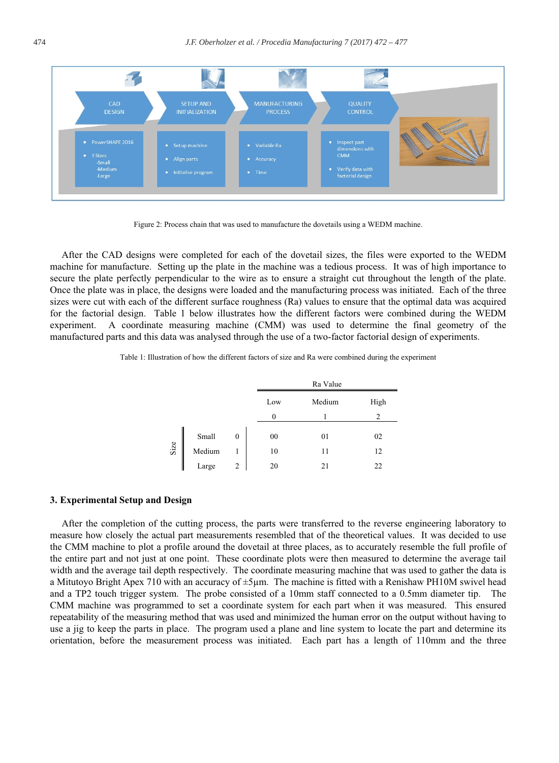Figure 2: Process chain that was used to manufacture the dovetails using a WEDM machine.

After the CAD designs were completed for each of the dovetail sizes, the files were exported to the WEDM machine for manufacture. Setting up the plate in the machine was a tedious process. It was of high importance to secure the plate perfectly perpendicular to the wire as to ensure a straight cut throughout the length of the plate. Once the plate was in place, the designs were loaded and the manufacturing process was initiated. Each of the three sizes were cut with each of the different surface roughness (Ra) values to ensure that the optimal data was acquired for the factorial design. Table 1 below illustrates how the different factors were combined during the WEDM experiment. A coordinate measuring machine (CMM) was used to determine the final geometry of the manufactured parts and this data was analysed through the use of a two-factor factorial design of experiments.

Table 1: Illustration of how the different factors of size and Ra were combined during the experiment

| | | | Ra Value | | |
|---|---|---|---|---|---|
| | | | Low | Medium | High |
| | | | 0 | 1 | 2 |
| Size | Small | 0 | 00 | 01 | 02 |
| | Medium | 1 | 10 | 11 | 12 |
| | Large | 2 | 20 | 21 | 22 |

## 3. Experimental Setup and Design

After the completion of the cutting process, the parts were transferred to the reverse engineering laboratory to measure how closely the actual part measurements resembled that of the theoretical values. It was decided to use the CMM machine to plot a profile around the dovetail at three places, as to accurately resemble the full profile of the entire part and not just at one point. These coordinate plots were then measured to determine the average tail width and the average tail depth respectively. The coordinate measuring machine that was used to gather the data is a Mitutoyo Bright Apex 710 with an accuracy of ±5µm. The machine is fitted with a Renishaw PH10M swivel head and a TP2 touch trigger system. The probe consisted of a 10mm staff connected to a 0.5mm diameter tip. The CMM machine was programmed to set a coordinate system for each part when it was measured. This ensured repeatability of the measuring method that was used and minimized the human error on the output without having to use a jig to keep the parts in place. The program used a plane and line system to locate the part and determine its orientation, before the measurement process was initiated. Each part has a length of 110mm and the three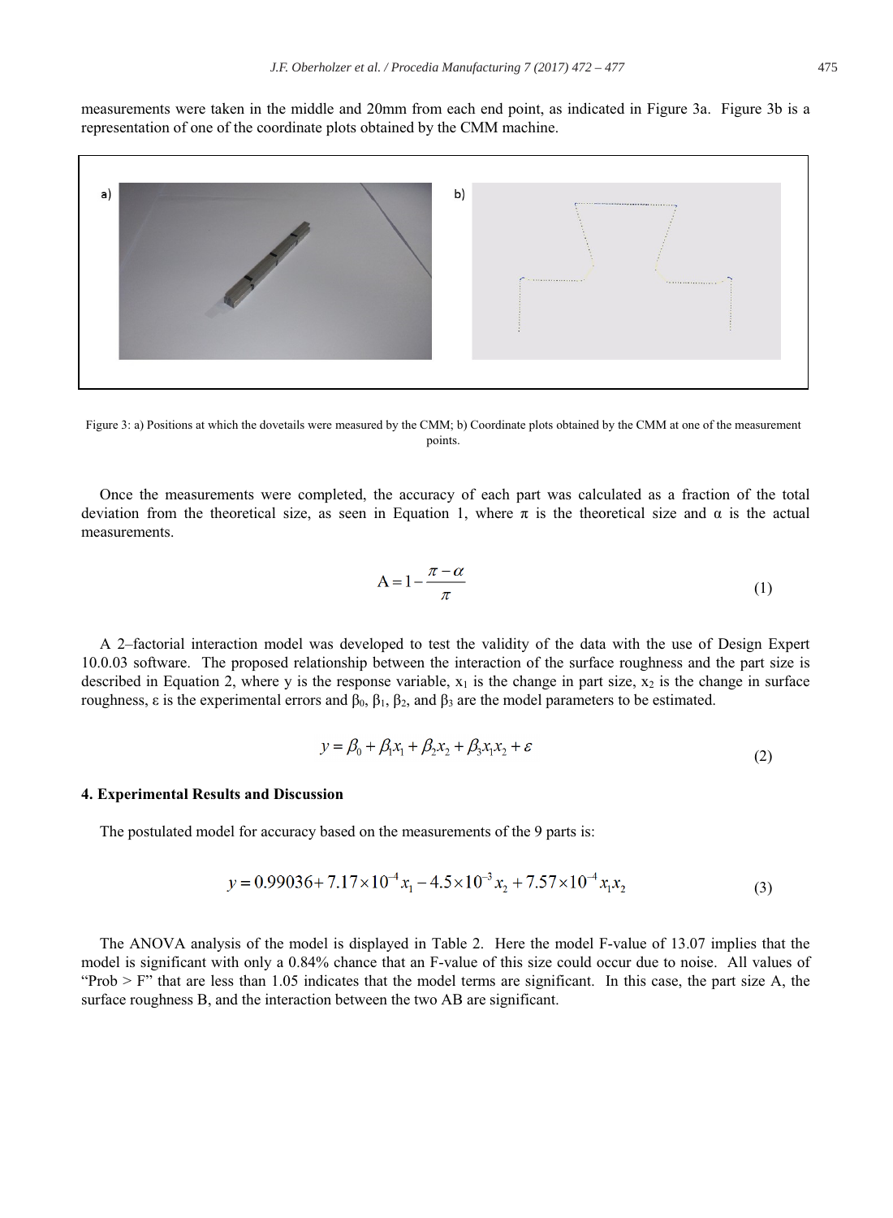measurements were taken in the middle and 20mm from each end point, as indicated in Figure 3a. Figure 3b is a representation of one of the coordinate plots obtained by the CMM machine.

Figure 3: a) Positions at which the dovetails were measured by the CMM; b) Coordinate plots obtained by the CMM at one of the measurement points.

Once the measurements were completed, the accuracy of each part was calculated as a fraction of the total deviation from the theoretical size, as seen in Equation 1, where $\pi$ is the theoretical size and $\alpha$ is the actual measurements.

$$A = 1 - \frac{\pi - \alpha}{\pi} \tag{1}$$

A 2–factorial interaction model was developed to test the validity of the data with the use of Design Expert 10.0.03 software. The proposed relationship between the interaction of the surface roughness and the part size is described in Equation 2, where y is the response variable, $x_1$ is the change in part size, $x_2$ is the change in surface roughness, $\varepsilon$ is the experimental errors and $\beta_0$, $\beta_1$, $\beta_2$, and $\beta_3$ are the model parameters to be estimated.

$$y = \beta_0 + \beta_1 x_1 + \beta_2 x_2 + \beta_3 x_1 x_2 + \varepsilon \tag{2}$$

### 4. Experimental Results and Discussion

The postulated model for accuracy based on the measurements of the 9 parts is:

$$y = 0.99036 + 7.17\times10^{-4} x_1 - 4.5\times10^{-3} x_2 + 7.57\times10^{-4} x_1 x_2 \tag{3}$$

The ANOVA analysis of the model is displayed in Table 2. Here the model F-value of 13.07 implies that the model is significant with only a 0.84% chance that an F-value of this size could occur due to noise. All values of "Prob > F" that are less than 1.05 indicates that the model terms are significant. In this case, the part size A, the surface roughness B, and the interaction between the two AB are significant.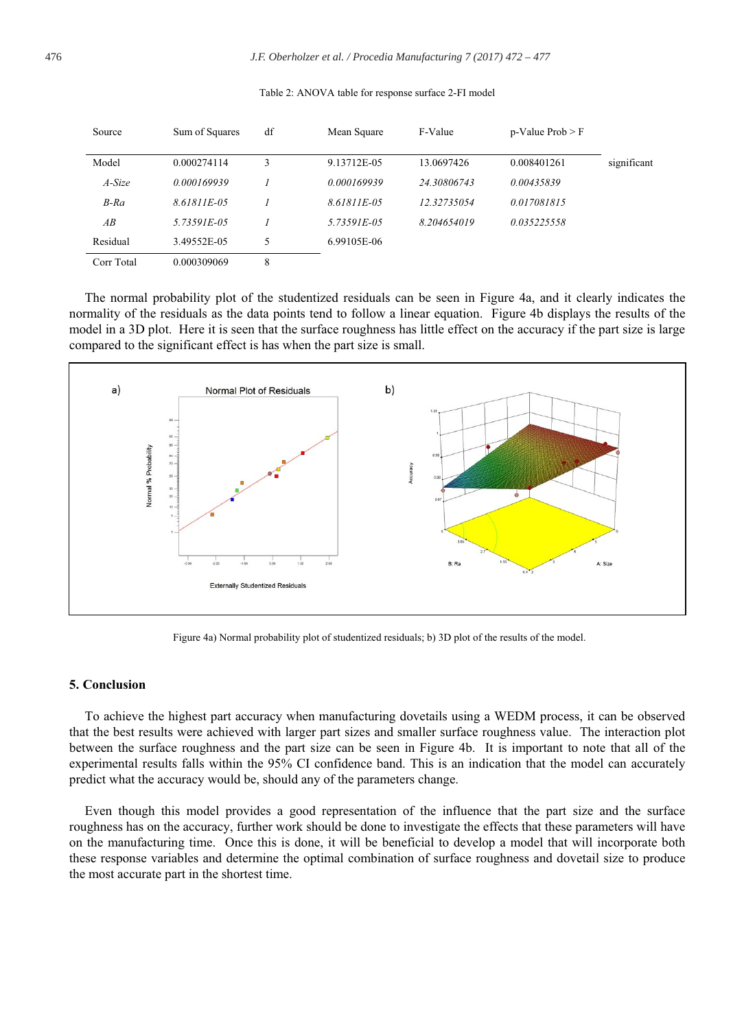Table 2: ANOVA table for response surface 2-FI model

| Source | Sum of Squares | df | Mean Square | F-Value | p-Value Prob > F | |
|---|---|---|---|---|---|---|
| Model | 0.000274114 | 3 | 9.13712E-05 | 13.0697426 | 0.008401261 | significant |
| *A-Size* | *0.000169939* | *1* | *0.000169939* | *24.30806743* | *0.00435839* | |
| *B-Ra* | *8.61811E-05* | *1* | *8.61811E-05* | *12.32735054* | *0.017081815* | |
| *AB* | *5.73591E-05* | *1* | *5.73591E-05* | *8.204654019* | *0.035225558* | |
| Residual | 3.49552E-05 | 5 | 6.99105E-06 | | | |
| Corr Total | 0.000309069 | 8 | | | | |

The normal probability plot of the studentized residuals can be seen in Figure 4a, and it clearly indicates the normality of the residuals as the data points tend to follow a linear equation. Figure 4b displays the results of the model in a 3D plot. Here it is seen that the surface roughness has little effect on the accuracy if the part size is large compared to the significant effect is has when the part size is small.

Figure 4a) Normal probability plot of studentized residuals; b) 3D plot of the results of the model.

## 5. Conclusion

To achieve the highest part accuracy when manufacturing dovetails using a WEDM process, it can be observed that the best results were achieved with larger part sizes and smaller surface roughness value. The interaction plot between the surface roughness and the part size can be seen in Figure 4b. It is important to note that all of the experimental results falls within the 95% CI confidence band. This is an indication that the model can accurately predict what the accuracy would be, should any of the parameters change.

Even though this model provides a good representation of the influence that the part size and the surface roughness has on the accuracy, further work should be done to investigate the effects that these parameters will have on the manufacturing time. Once this is done, it will be beneficial to develop a model that will incorporate both these response variables and determine the optimal combination of surface roughness and dovetail size to produce the most accurate part in the shortest time.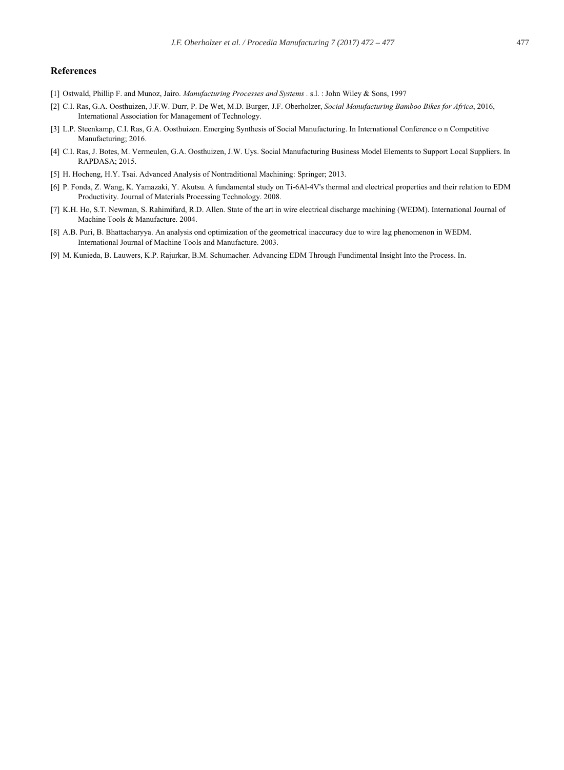## References

[1] Ostwald, Phillip F. and Munoz, Jairo. *Manufacturing Processes and Systems* . s.l. : John Wiley & Sons, 1997

[2] C.I. Ras, G.A. Oosthuizen, J.F.W. Durr, P. De Wet, M.D. Burger, J.F. Oberholzer, *Social Manufacturing Bamboo Bikes for Africa*, 2016, International Association for Management of Technology.

[3] L.P. Steenkamp, C.I. Ras, G.A. Oosthuizen. Emerging Synthesis of Social Manufacturing. In International Conference o n Competitive Manufacturing; 2016.

[4] C.I. Ras, J. Botes, M. Vermeulen, G.A. Oosthuizen, J.W. Uys. Social Manufacturing Business Model Elements to Support Local Suppliers. In RAPDASA; 2015.

[5] H. Hocheng, H.Y. Tsai. Advanced Analysis of Nontraditional Machining: Springer; 2013.

[6] P. Fonda, Z. Wang, K. Yamazaki, Y. Akutsu. A fundamental study on Ti-6Al-4V's thermal and electrical properties and their relation to EDM Productivity. Journal of Materials Processing Technology. 2008.

[7] K.H. Ho, S.T. Newman, S. Rahimifard, R.D. Allen. State of the art in wire electrical discharge machining (WEDM). International Journal of Machine Tools & Manufacture. 2004.

[8] A.B. Puri, B. Bhattacharyya. An analysis ond optimization of the geometrical inaccuracy due to wire lag phenomenon in WEDM. International Journal of Machine Tools and Manufacture. 2003.

[9] M. Kunieda, B. Lauwers, K.P. Rajurkar, B.M. Schumacher. Advancing EDM Through Fundimental Insight Into the Process. In.